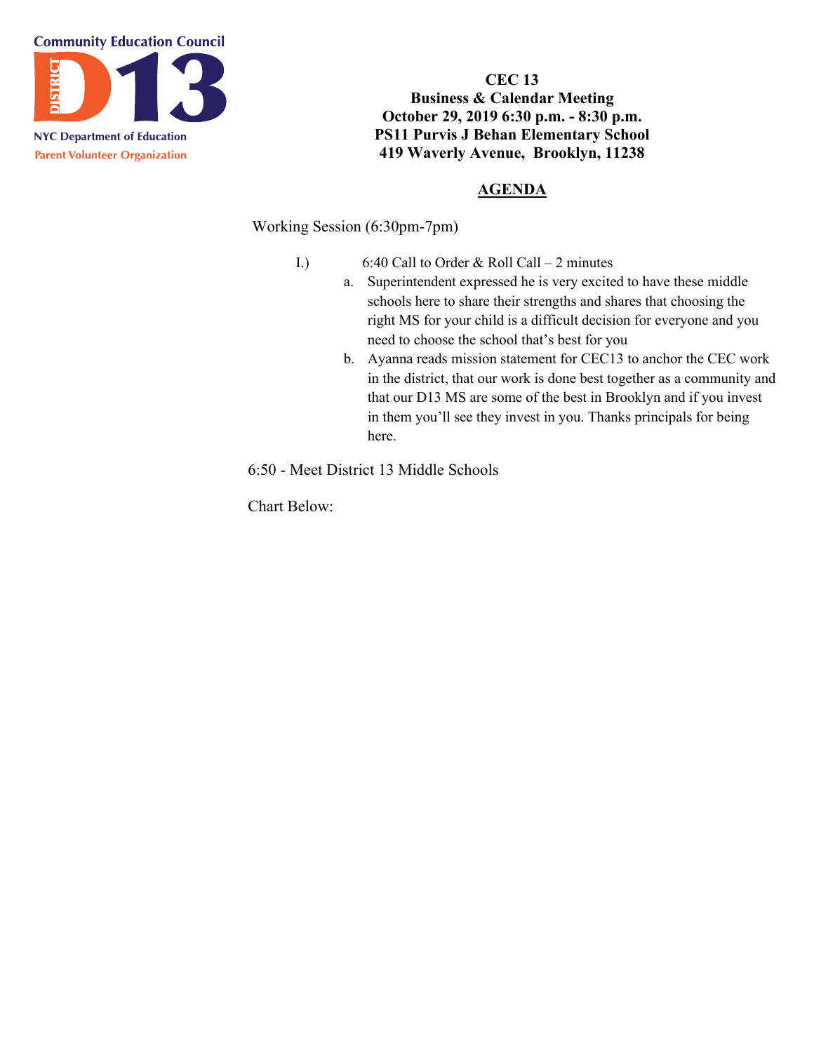Community Education Council
DISTRICT D13
NYC Department of Education
Parent Volunteer Organization

**CEC 13**
**Business & Calendar Meeting**
**October 29, 2019 6:30 p.m. - 8:30 p.m.**
**PS11 Purvis J Behan Elementary School**
**419 Waverly Avenue, Brooklyn, 11238**

## AGENDA

Working Session (6:30pm-7pm)

I.) 6:40 Call to Order & Roll Call – 2 minutes

a. Superintendent expressed he is very excited to have these middle schools here to share their strengths and shares that choosing the right MS for your child is a difficult decision for everyone and you need to choose the school that's best for you
b. Ayanna reads mission statement for CEC13 to anchor the CEC work in the district, that our work is done best together as a community and that our D13 MS are some of the best in Brooklyn and if you invest in them you'll see they invest in you. Thanks principals for being here.

6:50 - Meet District 13 Middle Schools

Chart Below: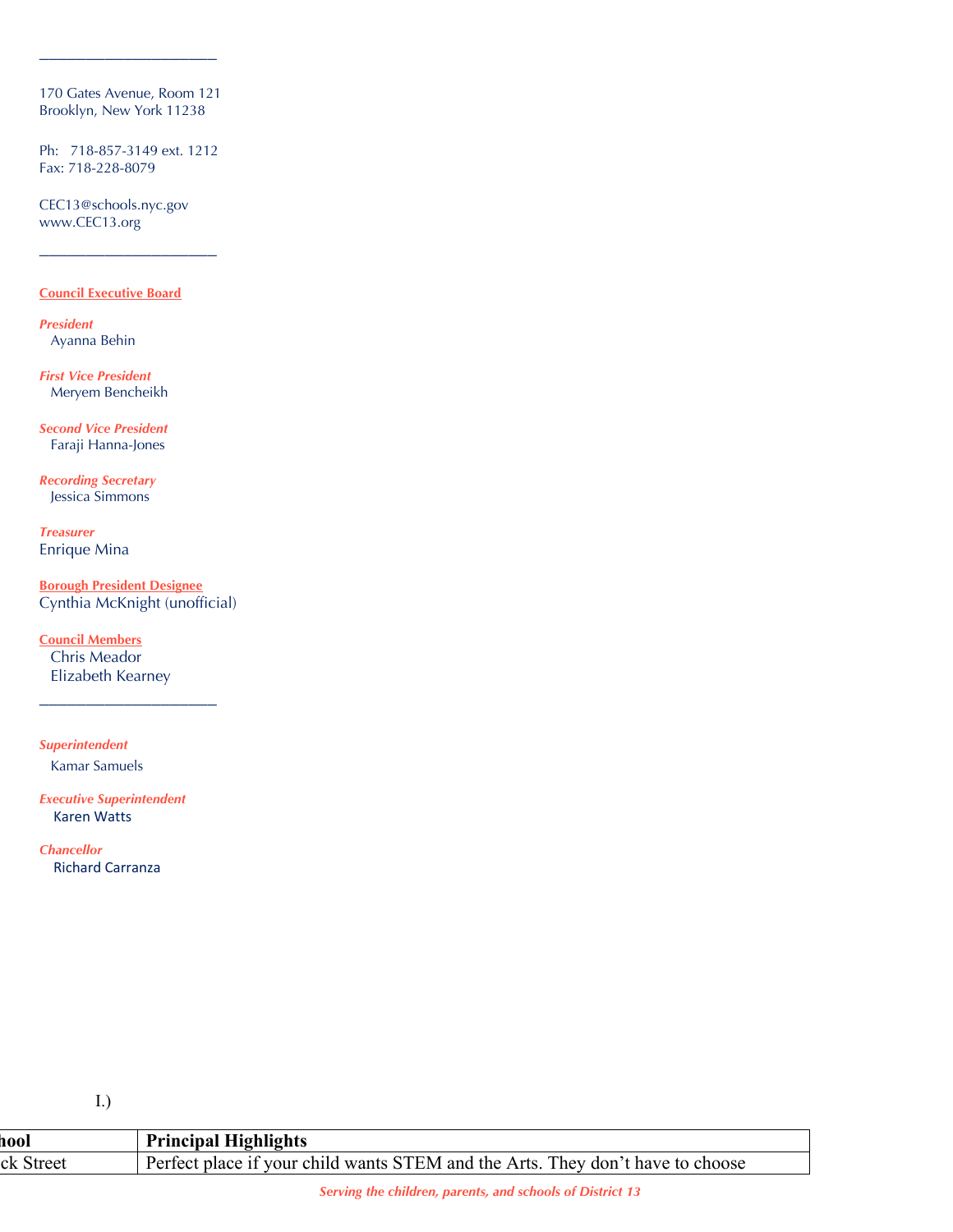170 Gates Avenue, Room 121
Brooklyn, New York 11238

Ph: 718-857-3149 ext. 1212
Fax: 718-228-8079

CEC13@schools.nyc.gov
www.CEC13.org

**Council Executive Board**

*President*
Ayanna Behin

*First Vice President*
Meryem Bencheikh

*Second Vice President*
Faraji Hanna-Jones

*Recording Secretary*
Jessica Simmons

*Treasurer*
Enrique Mina

**Borough President Designee**
Cynthia McKnight (unofficial)

**Council Members**
Chris Meador
Elizabeth Kearney

*Superintendent*
Kamar Samuels

*Executive Superintendent*
Karen Watts

*Chancellor*
Richard Carranza

I.)

| hool | Principal Highlights |
|---|---|
| ck Street | Perfect place if your child wants STEM and the Arts. They don't have to choose |

*Serving the children, parents, and schools of District 13*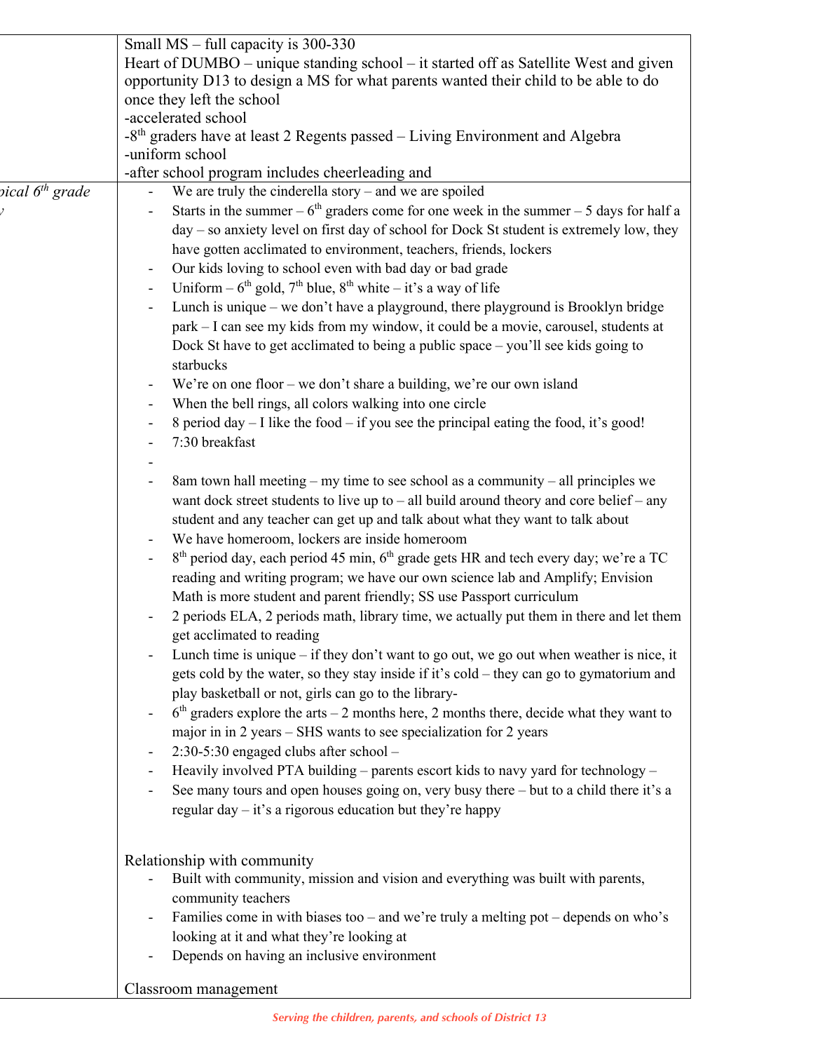| | |
|---|---|
| | Small MS – full capacity is 300-330<br>Heart of DUMBO – unique standing school – it started off as Satellite West and given opportunity D13 to design a MS for what parents wanted their child to be able to do once they left the school<br>-accelerated school<br>-8th graders have at least 2 Regents passed – Living Environment and Algebra<br>-uniform school<br>-after school program includes cheerleading and |
| pical 6th grade<br>y | - We are truly the cinderella story – and we are spoiled<br>- Starts in the summer – 6th graders come for one week in the summer – 5 days for half a day – so anxiety level on first day of school for Dock St student is extremely low, they have gotten acclimated to environment, teachers, friends, lockers<br>- Our kids loving to school even with bad day or bad grade<br>- Uniform – 6th gold, 7th blue, 8th white – it's a way of life<br>- Lunch is unique – we don't have a playground, there playground is Brooklyn bridge park – I can see my kids from my window, it could be a movie, carousel, students at Dock St have to get acclimated to being a public space – you'll see kids going to starbucks<br>- We're on one floor – we don't share a building, we're our own island<br>- When the bell rings, all colors walking into one circle<br>- 8 period day – I like the food – if you see the principal eating the food, it's good!<br>- 7:30 breakfast<br>-<br>- 8am town hall meeting – my time to see school as a community – all principles we want dock street students to live up to – all build around theory and core belief – any student and any teacher can get up and talk about what they want to talk about<br>- We have homeroom, lockers are inside homeroom<br>- 8th period day, each period 45 min, 6th grade gets HR and tech every day; we're a TC reading and writing program; we have our own science lab and Amplify; Envision Math is more student and parent friendly; SS use Passport curriculum<br>- 2 periods ELA, 2 periods math, library time, we actually put them in there and let them get acclimated to reading<br>- Lunch time is unique – if they don't want to go out, we go out when weather is nice, it gets cold by the water, so they stay inside if it's cold – they can go to gymatorium and play basketball or not, girls can go to the library-<br>- 6th graders explore the arts – 2 months here, 2 months there, decide what they want to major in in 2 years – SHS wants to see specialization for 2 years<br>- 2:30-5:30 engaged clubs after school –<br>- Heavily involved PTA building – parents escort kids to navy yard for technology –<br>- See many tours and open houses going on, very busy there – but to a child there it's a regular day – it's a rigorous education but they're happy<br><br>Relationship with community<br>- Built with community, mission and vision and everything was built with parents, community teachers<br>- Families come in with biases too – and we're truly a melting pot – depends on who's looking at it and what they're looking at<br>- Depends on having an inclusive environment<br><br>Classroom management |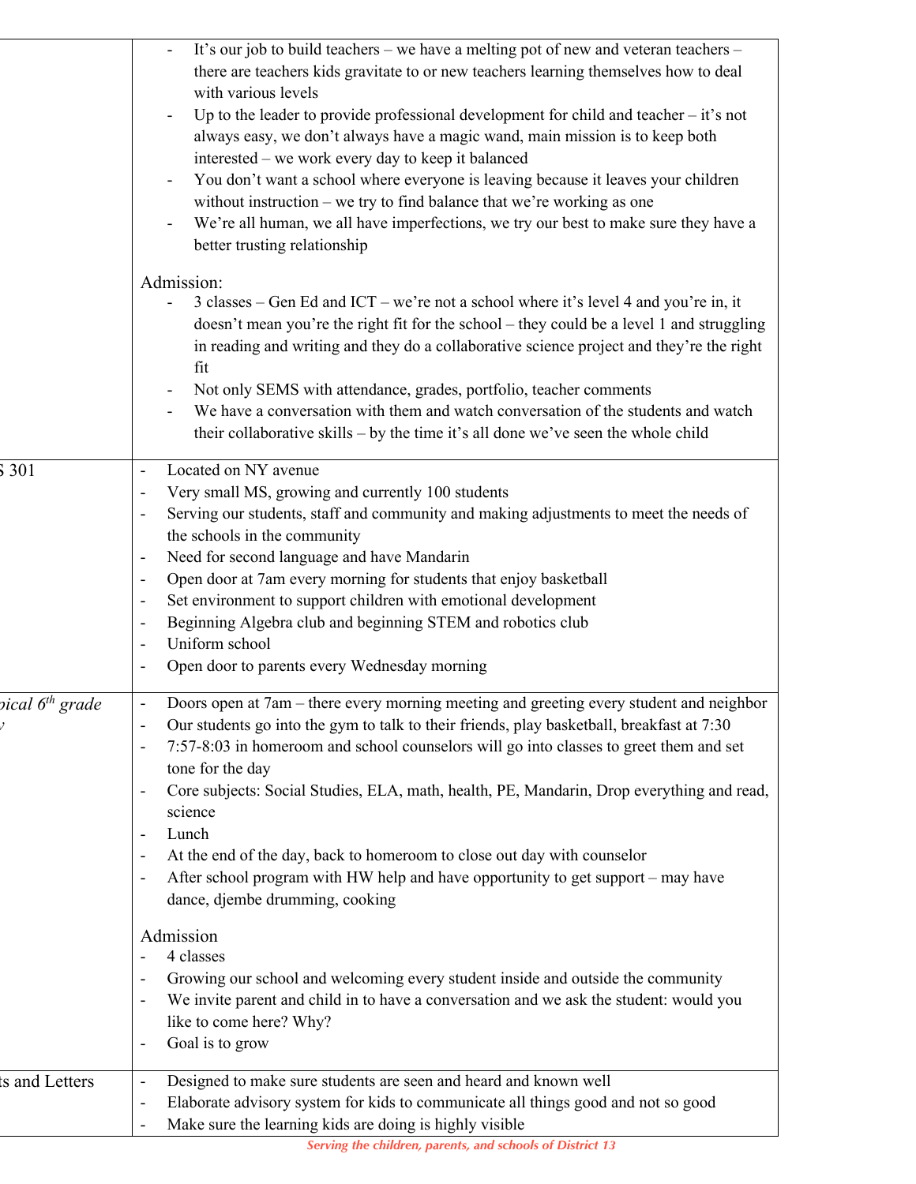| | |
|---|---|
| | - It's our job to build teachers – we have a melting pot of new and veteran teachers – there are teachers kids gravitate to or new teachers learning themselves how to deal with various levels<br>- Up to the leader to provide professional development for child and teacher – it's not always easy, we don't always have a magic wand, main mission is to keep both interested – we work every day to keep it balanced<br>- You don't want a school where everyone is leaving because it leaves your children without instruction – we try to find balance that we're working as one<br>- We're all human, we all have imperfections, we try our best to make sure they have a better trusting relationship<br><br>Admission:<br>- 3 classes – Gen Ed and ICT – we're not a school where it's level 4 and you're in, it doesn't mean you're the right fit for the school – they could be a level 1 and struggling in reading and writing and they do a collaborative science project and they're the right fit<br>- Not only SEMS with attendance, grades, portfolio, teacher comments<br>- We have a conversation with them and watch conversation of the students and watch their collaborative skills – by the time it's all done we've seen the whole child |
| S 301 | - Located on NY avenue<br>- Very small MS, growing and currently 100 students<br>- Serving our students, staff and community and making adjustments to meet the needs of the schools in the community<br>- Need for second language and have Mandarin<br>- Open door at 7am every morning for students that enjoy basketball<br>- Set environment to support children with emotional development<br>- Beginning Algebra club and beginning STEM and robotics club<br>- Uniform school<br>- Open door to parents every Wednesday morning |
| *pical 6th grade y* | - Doors open at 7am – there every morning meeting and greeting every student and neighbor<br>- Our students go into the gym to talk to their friends, play basketball, breakfast at 7:30<br>- 7:57-8:03 in homeroom and school counselors will go into classes to greet them and set tone for the day<br>- Core subjects: Social Studies, ELA, math, health, PE, Mandarin, Drop everything and read, science<br>- Lunch<br>- At the end of the day, back to homeroom to close out day with counselor<br>- After school program with HW help and have opportunity to get support – may have dance, djembe drumming, cooking<br><br>Admission<br>- 4 classes<br>- Growing our school and welcoming every student inside and outside the community<br>- We invite parent and child in to have a conversation and we ask the student: would you like to come here? Why?<br>- Goal is to grow |
| ts and Letters | - Designed to make sure students are seen and heard and known well<br>- Elaborate advisory system for kids to communicate all things good and not so good<br>- Make sure the learning kids are doing is highly visible |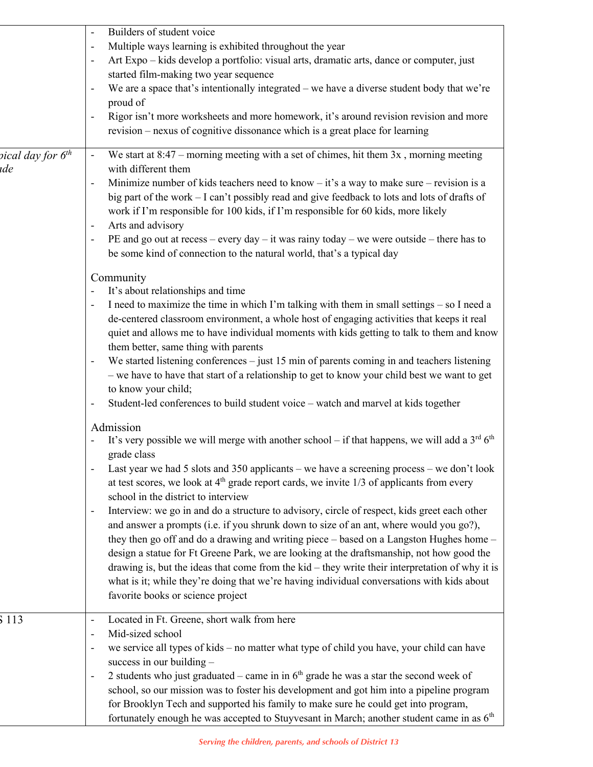| | |
|---|---|
| | - Builders of student voice<br>- Multiple ways learning is exhibited throughout the year<br>- Art Expo – kids develop a portfolio: visual arts, dramatic arts, dance or computer, just started film-making two year sequence<br>- We are a space that's intentionally integrated – we have a diverse student body that we're proud of<br>- Rigor isn't more worksheets and more homework, it's around revision revision and more revision – nexus of cognitive dissonance which is a great place for learning |
| *pical day for 6th ade* | - We start at 8:47 – morning meeting with a set of chimes, hit them 3x , morning meeting with different them<br>- Minimize number of kids teachers need to know – it's a way to make sure – revision is a big part of the work – I can't possibly read and give feedback to lots and lots of drafts of work if I'm responsible for 100 kids, if I'm responsible for 60 kids, more likely<br>- Arts and advisory<br>- PE and go out at recess – every day – it was rainy today – we were outside – there has to be some kind of connection to the natural world, that's a typical day<br><br>Community<br>- It's about relationships and time<br>- I need to maximize the time in which I'm talking with them in small settings – so I need a de-centered classroom environment, a whole host of engaging activities that keeps it real quiet and allows me to have individual moments with kids getting to talk to them and know them better, same thing with parents<br>- We started listening conferences – just 15 min of parents coming in and teachers listening – we have to have that start of a relationship to get to know your child best we want to get to know your child;<br>- Student-led conferences to build student voice – watch and marvel at kids together<br><br>Admission<br>- It's very possible we will merge with another school – if that happens, we will add a 3rd 6th grade class<br>- Last year we had 5 slots and 350 applicants – we have a screening process – we don't look at test scores, we look at 4th grade report cards, we invite 1/3 of applicants from every school in the district to interview<br>- Interview: we go in and do a structure to advisory, circle of respect, kids greet each other and answer a prompts (i.e. if you shrunk down to size of an ant, where would you go?), they then go off and do a drawing and writing piece – based on a Langston Hughes home – design a statue for Ft Greene Park, we are looking at the draftsmanship, not how good the drawing is, but the ideas that come from the kid – they write their interpretation of why it is what is it; while they're doing that we're having individual conversations with kids about favorite books or science project |
| S 113 | - Located in Ft. Greene, short walk from here<br>- Mid-sized school<br>- we service all types of kids – no matter what type of child you have, your child can have success in our building –<br>- 2 students who just graduated – came in in 6th grade he was a star the second week of school, so our mission was to foster his development and got him into a pipeline program for Brooklyn Tech and supported his family to make sure he could get into program, fortunately enough he was accepted to Stuyvesant in March; another student came in as 6th |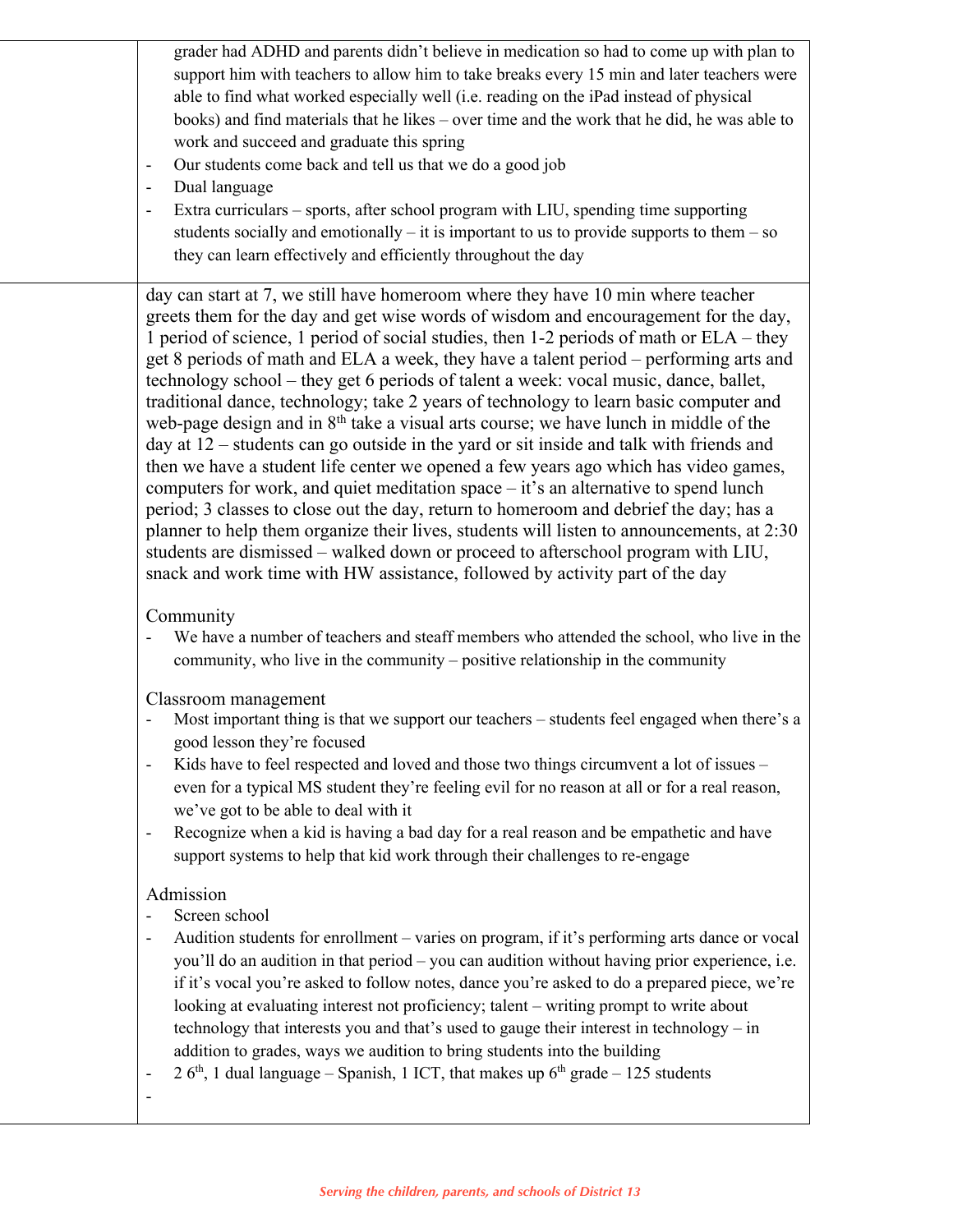| | grader had ADHD and parents didn't believe in medication so had to come up with plan to support him with teachers to allow him to take breaks every 15 min and later teachers were able to find what worked especially well (i.e. reading on the iPad instead of physical books) and find materials that he likes – over time and the work that he did, he was able to work and succeed and graduate this spring<br>- Our students come back and tell us that we do a good job<br>- Dual language<br>- Extra curriculars – sports, after school program with LIU, spending time supporting students socially and emotionally – it is important to us to provide supports to them – so they can learn effectively and efficiently throughout the day |
|---|---|
| | day can start at 7, we still have homeroom where they have 10 min where teacher greets them for the day and get wise words of wisdom and encouragement for the day, 1 period of science, 1 period of social studies, then 1-2 periods of math or ELA – they get 8 periods of math and ELA a week, they have a talent period – performing arts and technology school – they get 6 periods of talent a week: vocal music, dance, ballet, traditional dance, technology; take 2 years of technology to learn basic computer and web-page design and in 8th take a visual arts course; we have lunch in middle of the day at 12 – students can go outside in the yard or sit inside and talk with friends and then we have a student life center we opened a few years ago which has video games, computers for work, and quiet meditation space – it's an alternative to spend lunch period; 3 classes to close out the day, return to homeroom and debrief the day; has a planner to help them organize their lives, students will listen to announcements, at 2:30 students are dismissed – walked down or proceed to afterschool program with LIU, snack and work time with HW assistance, followed by activity part of the day<br><br>Community<br>- We have a number of teachers and steaff members who attended the school, who live in the community, who live in the community – positive relationship in the community<br><br>Classroom management<br>- Most important thing is that we support our teachers – students feel engaged when there's a good lesson they're focused<br>- Kids have to feel respected and loved and those two things circumvent a lot of issues – even for a typical MS student they're feeling evil for no reason at all or for a real reason, we've got to be able to deal with it<br>- Recognize when a kid is having a bad day for a real reason and be empathetic and have support systems to help that kid work through their challenges to re-engage<br><br>Admission<br>- Screen school<br>- Audition students for enrollment – varies on program, if it's performing arts dance or vocal you'll do an audition in that period – you can audition without having prior experience, i.e. if it's vocal you're asked to follow notes, dance you're asked to do a prepared piece, we're looking at evaluating interest not proficiency; talent – writing prompt to write about technology that interests you and that's used to gauge their interest in technology – in addition to grades, ways we audition to bring students into the building<br>- 2 6th, 1 dual language – Spanish, 1 ICT, that makes up 6th grade – 125 students<br>- |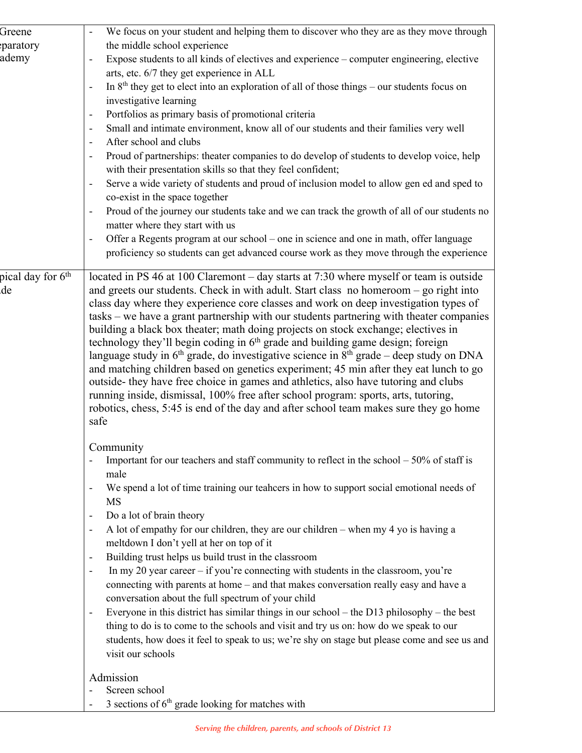| | |
|---|---|
| Greene<br>eparatory<br>ademy | - We focus on your student and helping them to discover who they are as they move through the middle school experience<br>- Expose students to all kinds of electives and experience – computer engineering, elective arts, etc. 6/7 they get experience in ALL<br>- In 8th they get to elect into an exploration of all of those things – our students focus on investigative learning<br>- Portfolios as primary basis of promotional criteria<br>- Small and intimate environment, know all of our students and their families very well<br>- After school and clubs<br>- Proud of partnerships: theater companies to do develop of students to develop voice, help with their presentation skills so that they feel confident;<br>- Serve a wide variety of students and proud of inclusion model to allow gen ed and sped to co-exist in the space together<br>- Proud of the journey our students take and we can track the growth of all of our students no matter where they start with us<br>- Offer a Regents program at our school – one in science and one in math, offer language proficiency so students can get advanced course work as they move through the experience |
| pical day for 6th<br>ide | located in PS 46 at 100 Claremont – day starts at 7:30 where myself or team is outside and greets our students. Check in with adult. Start class no homeroom – go right into class day where they experience core classes and work on deep investigation types of tasks – we have a grant partnership with our students partnering with theater companies building a black box theater; math doing projects on stock exchange; electives in technology they'll begin coding in 6th grade and building game design; foreign language study in 6th grade, do investigative science in 8th grade – deep study on DNA and matching children based on genetics experiment; 45 min after they eat lunch to go outside- they have free choice in games and athletics, also have tutoring and clubs running inside, dismissal, 100% free after school program: sports, arts, tutoring, robotics, chess, 5:45 is end of the day and after school team makes sure they go home safe<br><br>Community<br>- Important for our teachers and staff community to reflect in the school – 50% of staff is male<br>- We spend a lot of time training our teahcers in how to support social emotional needs of MS<br>- Do a lot of brain theory<br>- A lot of empathy for our children, they are our children – when my 4 yo is having a meltdown I don't yell at her on top of it<br>- Building trust helps us build trust in the classroom<br>- In my 20 year career – if you're connecting with students in the classroom, you're connecting with parents at home – and that makes conversation really easy and have a conversation about the full spectrum of your child<br>- Everyone in this district has similar things in our school – the D13 philosophy – the best thing to do is to come to the schools and visit and try us on: how do we speak to our students, how does it feel to speak to us; we're shy on stage but please come and see us and visit our schools<br><br>Admission<br>- Screen school<br>- 3 sections of 6th grade looking for matches with |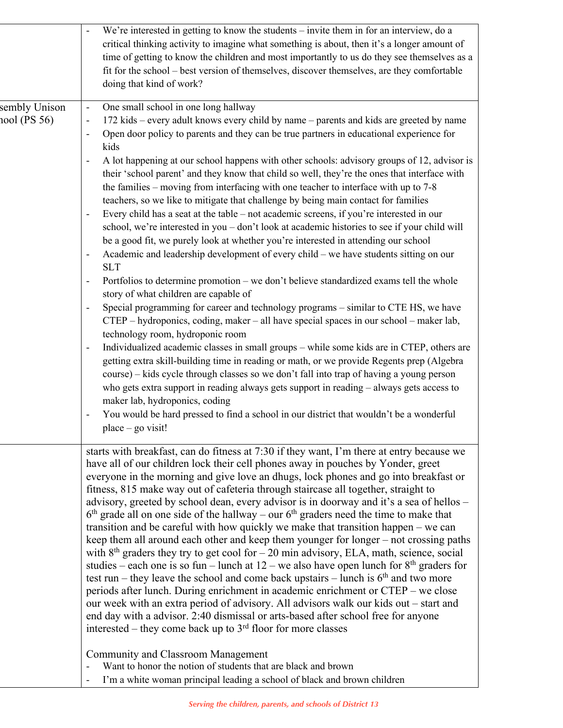| | |
|---|---|
| | - We're interested in getting to know the students – invite them in for an interview, do a critical thinking activity to imagine what something is about, then it's a longer amount of time of getting to know the children and most importantly to us do they see themselves as a fit for the school – best version of themselves, discover themselves, are they comfortable doing that kind of work? |
| sembly Unison hool (PS 56) | - One small school in one long hallway<br>- 172 kids – every adult knows every child by name – parents and kids are greeted by name<br>- Open door policy to parents and they can be true partners in educational experience for kids<br>- A lot happening at our school happens with other schools: advisory groups of 12, advisor is their 'school parent' and they know that child so well, they're the ones that interface with the families – moving from interfacing with one teacher to interface with up to 7-8 teachers, so we like to mitigate that challenge by being main contact for families<br>- Every child has a seat at the table – not academic screens, if you're interested in our school, we're interested in you – don't look at academic histories to see if your child will be a good fit, we purely look at whether you're interested in attending our school<br>- Academic and leadership development of every child – we have students sitting on our SLT<br>- Portfolios to determine promotion – we don't believe standardized exams tell the whole story of what children are capable of<br>- Special programming for career and technology programs – similar to CTE HS, we have CTEP – hydroponics, coding, maker – all have special spaces in our school – maker lab, technology room, hydroponic room<br>- Individualized academic classes in small groups – while some kids are in CTEP, others are getting extra skill-building time in reading or math, or we provide Regents prep (Algebra course) – kids cycle through classes so we don't fall into trap of having a young person who gets extra support in reading always gets support in reading – always gets access to maker lab, hydroponics, coding<br>- You would be hard pressed to find a school in our district that wouldn't be a wonderful place – go visit! |
| | starts with breakfast, can do fitness at 7:30 if they want, I'm there at entry because we have all of our children lock their cell phones away in pouches by Yonder, greet everyone in the morning and give love an dhugs, lock phones and go into breakfast or fitness, 815 make way out of cafeteria through staircase all together, straight to advisory, greeted by school dean, every advisor is in doorway and it's a sea of hellos – 6th grade all on one side of the hallway – our 6th graders need the time to make that transition and be careful with how quickly we make that transition happen – we can keep them all around each other and keep them younger for longer – not crossing paths with 8th graders they try to get cool for – 20 min advisory, ELA, math, science, social studies – each one is so fun – lunch at 12 – we also have open lunch for 8th graders for test run – they leave the school and come back upstairs – lunch is 6th and two more periods after lunch. During enrichment in academic enrichment or CTEP – we close our week with an extra period of advisory. All advisors walk our kids out – start and end day with a advisor. 2:40 dismissal or arts-based after school free for anyone interested – they come back up to 3rd floor for more classes<br><br>Community and Classroom Management<br>- Want to honor the notion of students that are black and brown<br>- I'm a white woman principal leading a school of black and brown children |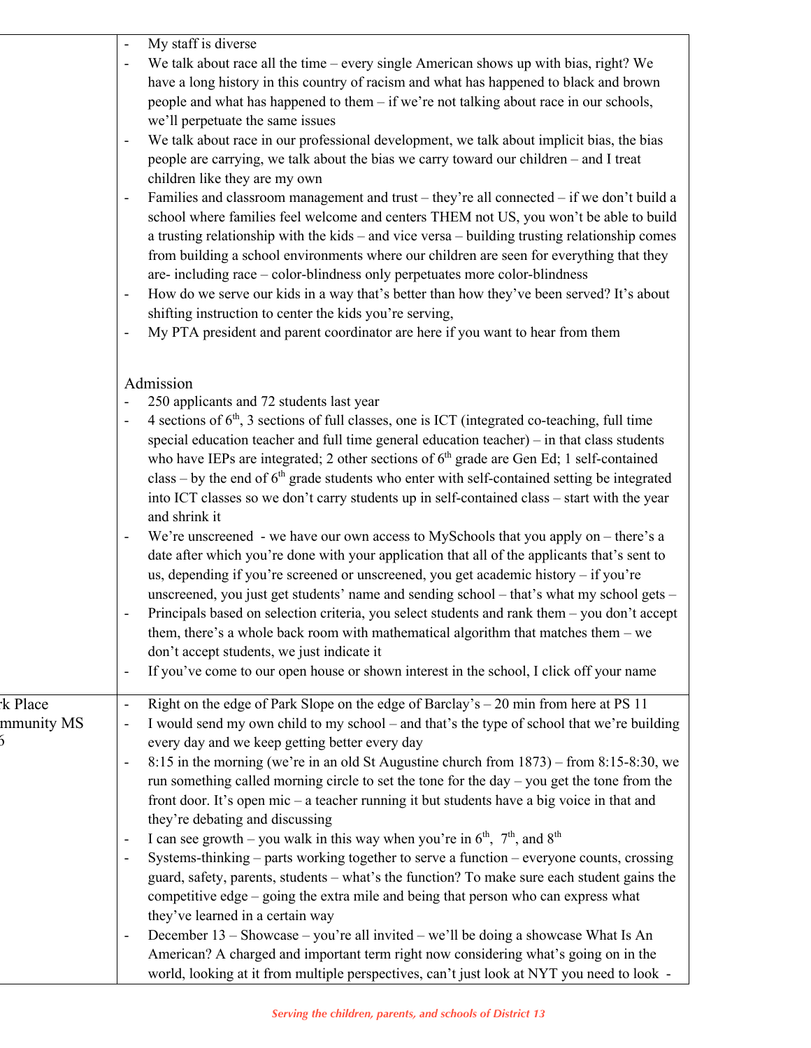| | |
|---|---|
| | - My staff is diverse<br>- We talk about race all the time – every single American shows up with bias, right? We have a long history in this country of racism and what has happened to black and brown people and what has happened to them – if we're not talking about race in our schools, we'll perpetuate the same issues<br>- We talk about race in our professional development, we talk about implicit bias, the bias people are carrying, we talk about the bias we carry toward our children – and I treat children like they are my own<br>- Families and classroom management and trust – they're all connected – if we don't build a school where families feel welcome and centers THEM not US, you won't be able to build a trusting relationship with the kids – and vice versa – building trusting relationship comes from building a school environments where our children are seen for everything that they are- including race – color-blindness only perpetuates more color-blindness<br>- How do we serve our kids in a way that's better than how they've been served? It's about shifting instruction to center the kids you're serving,<br>- My PTA president and parent coordinator are here if you want to hear from them<br><br>Admission<br>- 250 applicants and 72 students last year<br>- 4 sections of 6th, 3 sections of full classes, one is ICT (integrated co-teaching, full time special education teacher and full time general education teacher) – in that class students who have IEPs are integrated; 2 other sections of 6th grade are Gen Ed; 1 self-contained class – by the end of 6th grade students who enter with self-contained setting be integrated into ICT classes so we don't carry students up in self-contained class – start with the year and shrink it<br>- We're unscreened - we have our own access to MySchools that you apply on – there's a date after which you're done with your application that all of the applicants that's sent to us, depending if you're screened or unscreened, you get academic history – if you're unscreened, you just get students' name and sending school – that's what my school gets –<br>- Principals based on selection criteria, you select students and rank them – you don't accept them, there's a whole back room with mathematical algorithm that matches them – we don't accept students, we just indicate it<br>- If you've come to our open house or shown interest in the school, I click off your name |
| k Place<br>mmunity MS<br>6 | - Right on the edge of Park Slope on the edge of Barclay's – 20 min from here at PS 11<br>- I would send my own child to my school – and that's the type of school that we're building every day and we keep getting better every day<br>- 8:15 in the morning (we're in an old St Augustine church from 1873) – from 8:15-8:30, we run something called morning circle to set the tone for the day – you get the tone from the front door. It's open mic – a teacher running it but students have a big voice in that and they're debating and discussing<br>- I can see growth – you walk in this way when you're in 6th, 7th, and 8th<br>- Systems-thinking – parts working together to serve a function – everyone counts, crossing guard, safety, parents, students – what's the function? To make sure each student gains the competitive edge – going the extra mile and being that person who can express what they've learned in a certain way<br>- December 13 – Showcase – you're all invited – we'll be doing a showcase What Is An American? A charged and important term right now considering what's going on in the world, looking at it from multiple perspectives, can't just look at NYT you need to look - |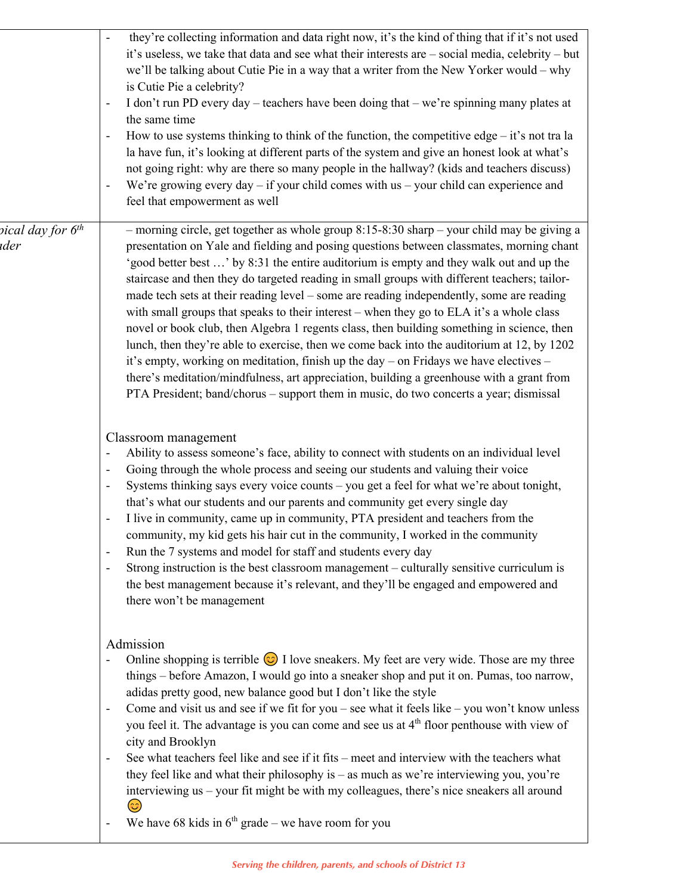| | |
|---|---|
| | - they're collecting information and data right now, it's the kind of thing that if it's not used it's useless, we take that data and see what their interests are – social media, celebrity – but we'll be talking about Cutie Pie in a way that a writer from the New Yorker would – why is Cutie Pie a celebrity?<br>- I don't run PD every day – teachers have been doing that – we're spinning many plates at the same time<br>- How to use systems thinking to think of the function, the competitive edge – it's not tra la la have fun, it's looking at different parts of the system and give an honest look at what's not going right: why are there so many people in the hallway? (kids and teachers discuss)<br>- We're growing every day – if your child comes with us – your child can experience and feel that empowerment as well |
| *pical day for 6th ider* | – morning circle, get together as whole group 8:15-8:30 sharp – your child may be giving a presentation on Yale and fielding and posing questions between classmates, morning chant 'good better best …' by 8:31 the entire auditorium is empty and they walk out and up the staircase and then they do targeted reading in small groups with different teachers; tailor-made tech sets at their reading level – some are reading independently, some are reading with small groups that speaks to their interest – when they go to ELA it's a whole class novel or book club, then Algebra 1 regents class, then building something in science, then lunch, then they're able to exercise, then we come back into the auditorium at 12, by 1202 it's empty, working on meditation, finish up the day – on Fridays we have electives – there's meditation/mindfulness, art appreciation, building a greenhouse with a grant from PTA President; band/chorus – support them in music, do two concerts a year; dismissal<br><br>Classroom management<br>- Ability to assess someone's face, ability to connect with students on an individual level<br>- Going through the whole process and seeing our students and valuing their voice<br>- Systems thinking says every voice counts – you get a feel for what we're about tonight, that's what our students and our parents and community get every single day<br>- I live in community, came up in community, PTA president and teachers from the community, my kid gets his hair cut in the community, I worked in the community<br>- Run the 7 systems and model for staff and students every day<br>- Strong instruction is the best classroom management – culturally sensitive curriculum is the best management because it's relevant, and they'll be engaged and empowered and there won't be management<br><br>Admission<br>- Online shopping is terrible 😊 I love sneakers. My feet are very wide. Those are my three things – before Amazon, I would go into a sneaker shop and put it on. Pumas, too narrow, adidas pretty good, new balance good but I don't like the style<br>- Come and visit us and see if we fit for you – see what it feels like – you won't know unless you feel it. The advantage is you can come and see us at 4th floor penthouse with view of city and Brooklyn<br>- See what teachers feel like and see if it fits – meet and interview with the teachers what they feel like and what their philosophy is – as much as we're interviewing you, you're interviewing us – your fit might be with my colleagues, there's nice sneakers all around 😊<br>- We have 68 kids in 6th grade – we have room for you |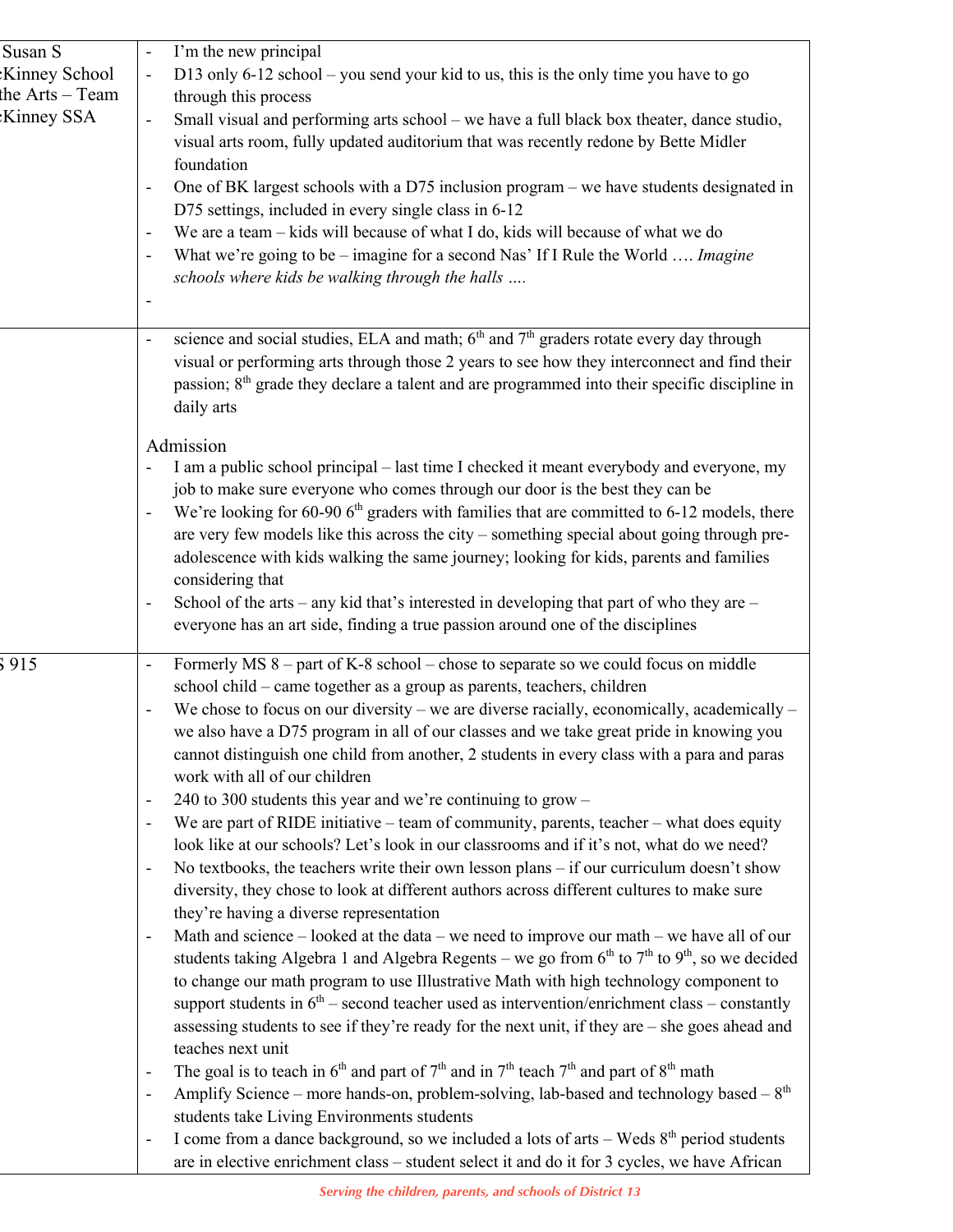| | |
|---|---|
| Susan S<br>Kinney School<br>the Arts – Team<br>Kinney SSA | - I'm the new principal<br>- D13 only 6-12 school – you send your kid to us, this is the only time you have to go through this process<br>- Small visual and performing arts school – we have a full black box theater, dance studio, visual arts room, fully updated auditorium that was recently redone by Bette Midler foundation<br>- One of BK largest schools with a D75 inclusion program – we have students designated in D75 settings, included in every single class in 6-12<br>- We are a team – kids will because of what I do, kids will because of what we do<br>- What we're going to be – imagine for a second Nas' If I Rule the World …. *Imagine schools where kids be walking through the halls ….*<br>- |
| | - science and social studies, ELA and math; 6th and 7th graders rotate every day through visual or performing arts through those 2 years to see how they interconnect and find their passion; 8th grade they declare a talent and are programmed into their specific discipline in daily arts<br><br>Admission<br>- I am a public school principal – last time I checked it meant everybody and everyone, my job to make sure everyone who comes through our door is the best they can be<br>- We're looking for 60-90 6th graders with families that are committed to 6-12 models, there are very few models like this across the city – something special about going through pre-adolescence with kids walking the same journey; looking for kids, parents and families considering that<br>- School of the arts – any kid that's interested in developing that part of who they are – everyone has an art side, finding a true passion around one of the disciplines |
| S 915 | - Formerly MS 8 – part of K-8 school – chose to separate so we could focus on middle school child – came together as a group as parents, teachers, children<br>- We chose to focus on our diversity – we are diverse racially, economically, academically – we also have a D75 program in all of our classes and we take great pride in knowing you cannot distinguish one child from another, 2 students in every class with a para and paras work with all of our children<br>- 240 to 300 students this year and we're continuing to grow –<br>- We are part of RIDE initiative – team of community, parents, teacher – what does equity look like at our schools? Let's look in our classrooms and if it's not, what do we need?<br>- No textbooks, the teachers write their own lesson plans – if our curriculum doesn't show diversity, they chose to look at different authors across different cultures to make sure they're having a diverse representation<br>- Math and science – looked at the data – we need to improve our math – we have all of our students taking Algebra 1 and Algebra Regents – we go from 6th to 7th to 9th, so we decided to change our math program to use Illustrative Math with high technology component to support students in 6th – second teacher used as intervention/enrichment class – constantly assessing students to see if they're ready for the next unit, if they are – she goes ahead and teaches next unit<br>- The goal is to teach in 6th and part of 7th and in 7th teach 7th and part of 8th math<br>- Amplify Science – more hands-on, problem-solving, lab-based and technology based – 8th students take Living Environments students<br>- I come from a dance background, so we included a lots of arts – Weds 8th period students are in elective enrichment class – student select it and do it for 3 cycles, we have African |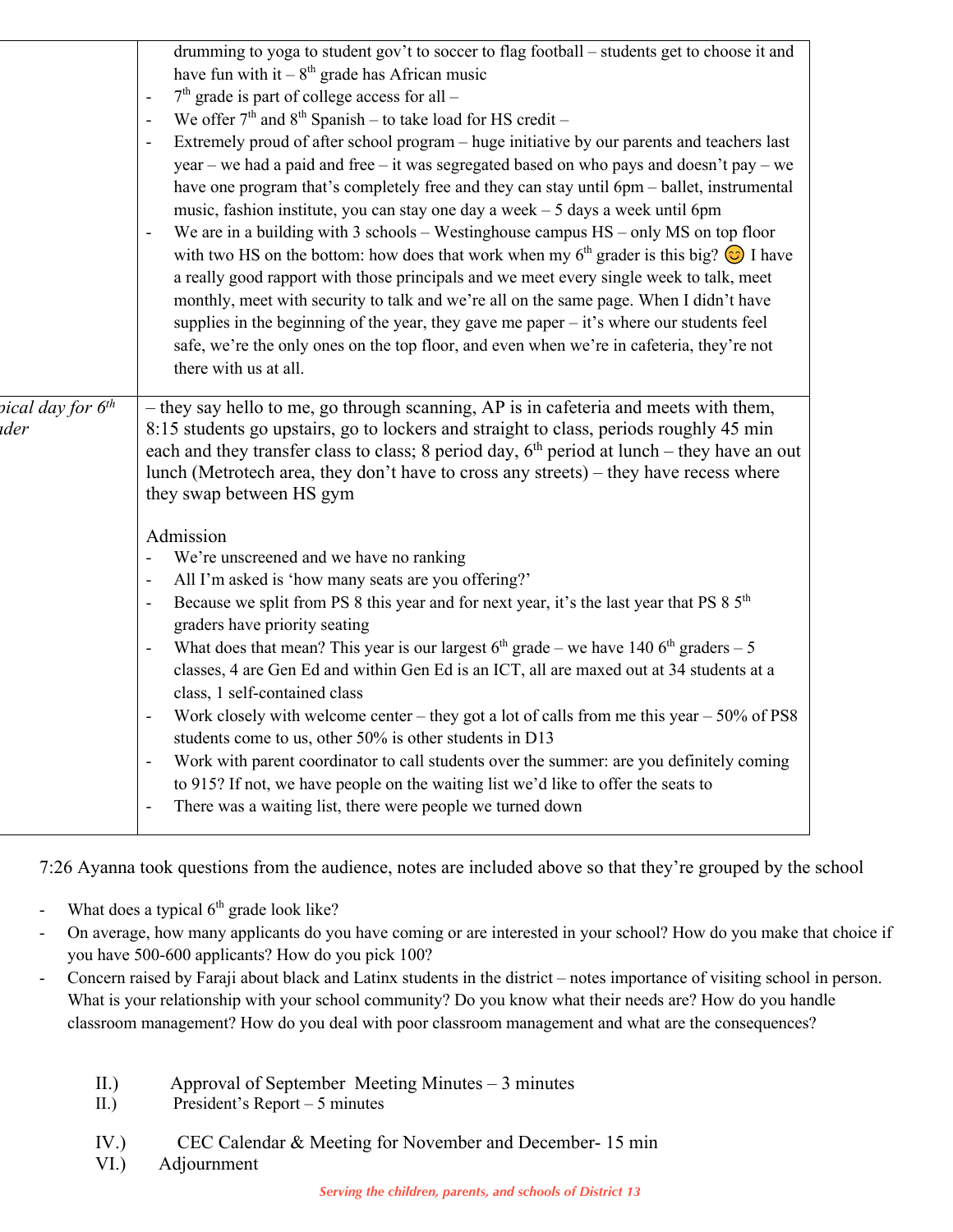| | |
|---|---|
| | drumming to yoga to student gov't to soccer to flag football – students get to choose it and have fun with it – 8th grade has African music<br>- 7th grade is part of college access for all –<br>- We offer 7th and 8th Spanish – to take load for HS credit –<br>- Extremely proud of after school program – huge initiative by our parents and teachers last year – we had a paid and free – it was segregated based on who pays and doesn't pay – we have one program that's completely free and they can stay until 6pm – ballet, instrumental music, fashion institute, you can stay one day a week – 5 days a week until 6pm<br>- We are in a building with 3 schools – Westinghouse campus HS – only MS on top floor with two HS on the bottom: how does that work when my 6th grader is this big? 😊 I have a really good rapport with those principals and we meet every single week to talk, meet monthly, meet with security to talk and we're all on the same page. When I didn't have supplies in the beginning of the year, they gave me paper – it's where our students feel safe, we're the only ones on the top floor, and even when we're in cafeteria, they're not there with us at all. |
| *pical day for 6th ader* | – they say hello to me, go through scanning, AP is in cafeteria and meets with them, 8:15 students go upstairs, go to lockers and straight to class, periods roughly 45 min each and they transfer class to class; 8 period day, 6th period at lunch – they have an out lunch (Metrotech area, they don't have to cross any streets) – they have recess where they swap between HS gym<br><br>Admission<br>- We're unscreened and we have no ranking<br>- All I'm asked is 'how many seats are you offering?'<br>- Because we split from PS 8 this year and for next year, it's the last year that PS 8 5th graders have priority seating<br>- What does that mean? This year is our largest 6th grade – we have 140 6th graders – 5 classes, 4 are Gen Ed and within Gen Ed is an ICT, all are maxed out at 34 students at a class, 1 self-contained class<br>- Work closely with welcome center – they got a lot of calls from me this year – 50% of PS8 students come to us, other 50% is other students in D13<br>- Work with parent coordinator to call students over the summer: are you definitely coming to 915? If not, we have people on the waiting list we'd like to offer the seats to<br>- There was a waiting list, there were people we turned down |

7:26 Ayanna took questions from the audience, notes are included above so that they're grouped by the school

- What does a typical 6th grade look like?
- On average, how many applicants do you have coming or are interested in your school? How do you make that choice if you have 500-600 applicants? How do you pick 100?
- Concern raised by Faraji about black and Latinx students in the district – notes importance of visiting school in person. What is your relationship with your school community? Do you know what their needs are? How do you handle classroom management? How do you deal with poor classroom management and what are the consequences?

II.) Approval of September Meeting Minutes – 3 minutes
II.) President's Report – 5 minutes

IV.) CEC Calendar & Meeting for November and December- 15 min
VI.) Adjournment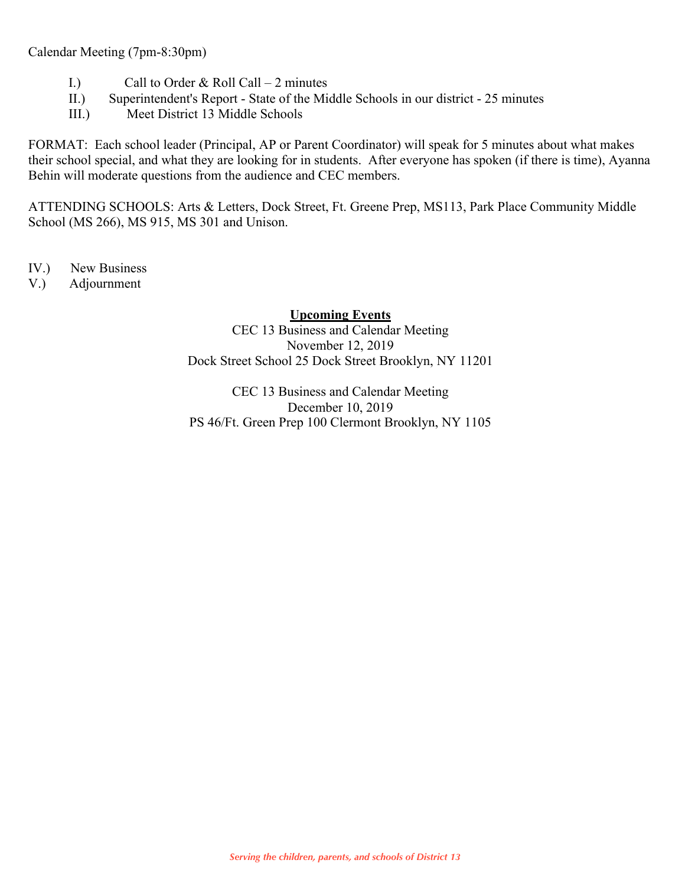Calendar Meeting (7pm-8:30pm)

- I.) Call to Order & Roll Call – 2 minutes
- II.) Superintendent's Report - State of the Middle Schools in our district - 25 minutes
- III.) Meet District 13 Middle Schools

FORMAT: Each school leader (Principal, AP or Parent Coordinator) will speak for 5 minutes about what makes their school special, and what they are looking for in students. After everyone has spoken (if there is time), Ayanna Behin will moderate questions from the audience and CEC members.

ATTENDING SCHOOLS: Arts & Letters, Dock Street, Ft. Greene Prep, MS113, Park Place Community Middle School (MS 266), MS 915, MS 301 and Unison.

- IV.) New Business
- V.) Adjournment

**Upcoming Events**

CEC 13 Business and Calendar Meeting
November 12, 2019
Dock Street School 25 Dock Street Brooklyn, NY 11201

CEC 13 Business and Calendar Meeting
December 10, 2019
PS 46/Ft. Green Prep 100 Clermont Brooklyn, NY 1105